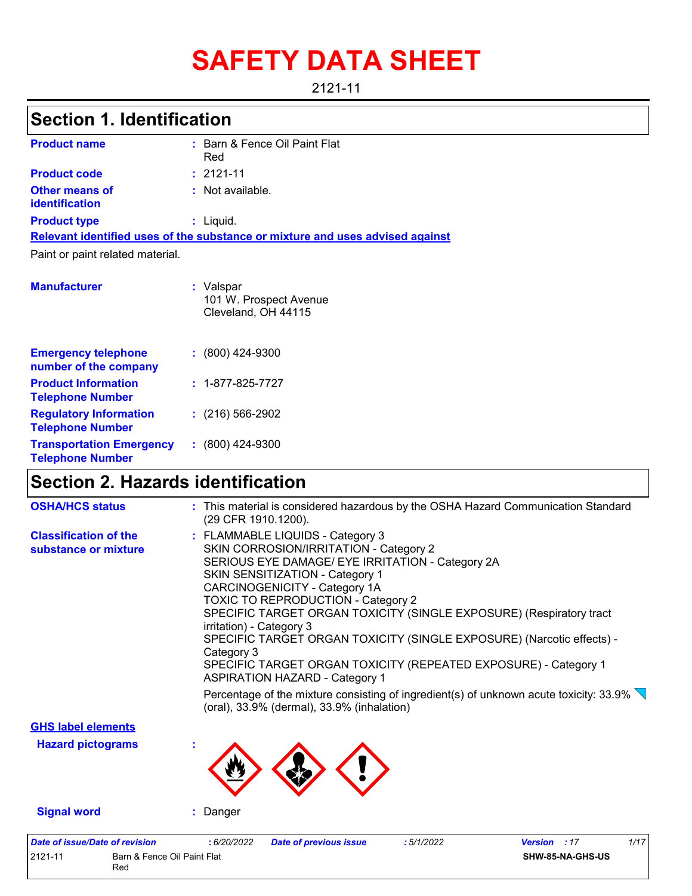# SAFETY DATA SHEET

2121-11

## Section 1. Identification

| | | |
|---|---|---|
| **Product name** | : | Barn & Fence Oil Paint Flat Red |
| **Product code** | : | 2121-11 |
| **Other means of identification** | : | Not available. |
| **Product type** | : | Liquid. |

**Relevant identified uses of the substance or mixture and uses advised against**

Paint or paint related material.

| | | |
|---|---|---|
| **Manufacturer** | : | Valspar<br>101 W. Prospect Avenue<br>Cleveland, OH 44115 |
| **Emergency telephone number of the company** | : | (800) 424-9300 |
| **Product Information Telephone Number** | : | 1-877-825-7727 |
| **Regulatory Information Telephone Number** | : | (216) 566-2902 |
| **Transportation Emergency Telephone Number** | : | (800) 424-9300 |

## Section 2. Hazards identification

**OSHA/HCS status** : This material is considered hazardous by the OSHA Hazard Communication Standard (29 CFR 1910.1200).

**Classification of the substance or mixture** :
FLAMMABLE LIQUIDS - Category 3
SKIN CORROSION/IRRITATION - Category 2
SERIOUS EYE DAMAGE/ EYE IRRITATION - Category 2A
SKIN SENSITIZATION - Category 1
CARCINOGENICITY - Category 1A
TOXIC TO REPRODUCTION - Category 2
SPECIFIC TARGET ORGAN TOXICITY (SINGLE EXPOSURE) (Respiratory tract irritation) - Category 3
SPECIFIC TARGET ORGAN TOXICITY (SINGLE EXPOSURE) (Narcotic effects) - Category 3
SPECIFIC TARGET ORGAN TOXICITY (REPEATED EXPOSURE) - Category 1
ASPIRATION HAZARD - Category 1

Percentage of the mixture consisting of ingredient(s) of unknown acute toxicity: 33.9% (oral), 33.9% (dermal), 33.9% (inhalation)

**GHS label elements**

**Hazard pictograms** :

**Signal word** : Danger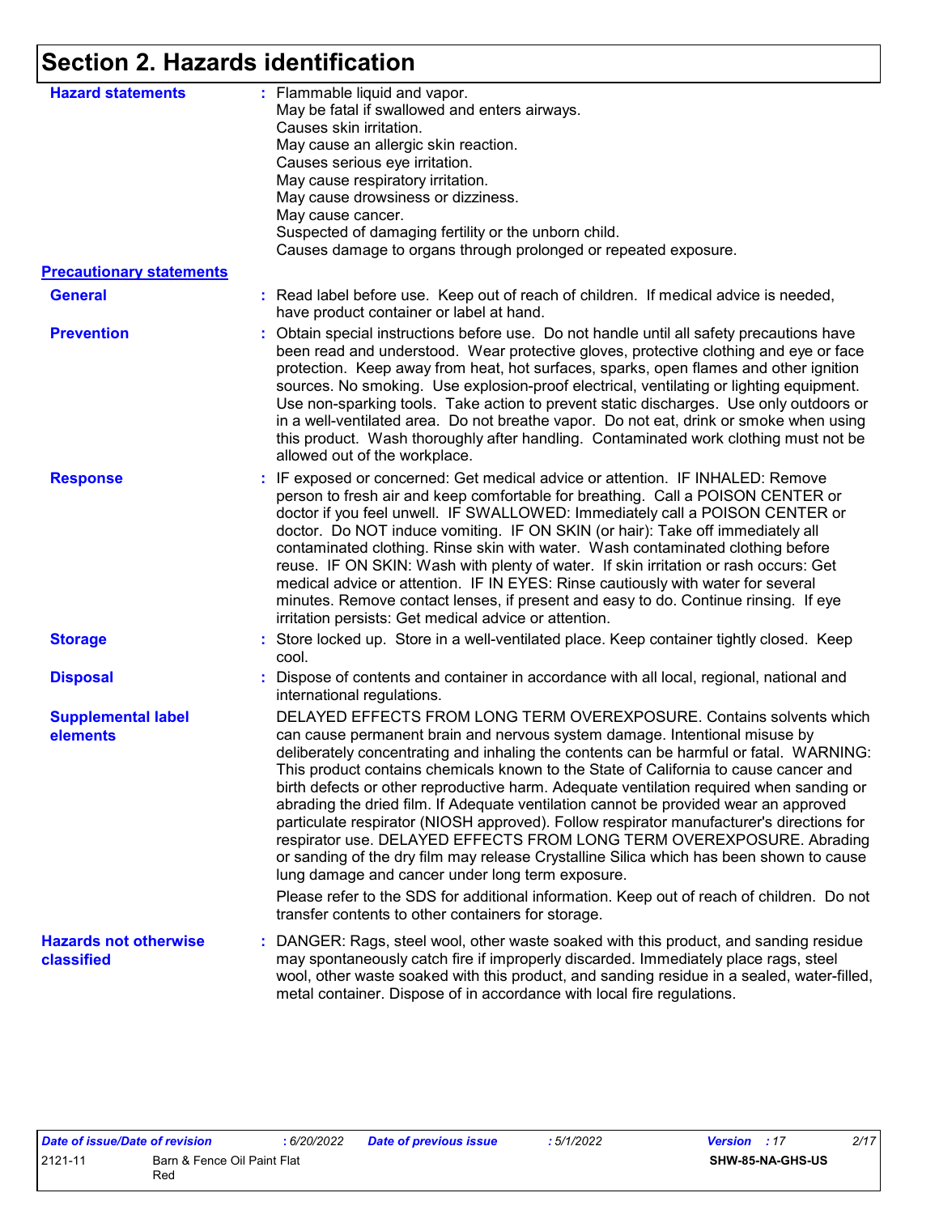# Section 2. Hazards identification

**Hazard statements** : Flammable liquid and vapor.
May be fatal if swallowed and enters airways.
Causes skin irritation.
May cause an allergic skin reaction.
Causes serious eye irritation.
May cause respiratory irritation.
May cause drowsiness or dizziness.
May cause cancer.
Suspected of damaging fertility or the unborn child.
Causes damage to organs through prolonged or repeated exposure.

## Precautionary statements

**General** : Read label before use. Keep out of reach of children. If medical advice is needed, have product container or label at hand.

**Prevention** : Obtain special instructions before use. Do not handle until all safety precautions have been read and understood. Wear protective gloves, protective clothing and eye or face protection. Keep away from heat, hot surfaces, sparks, open flames and other ignition sources. No smoking. Use explosion-proof electrical, ventilating or lighting equipment. Use non-sparking tools. Take action to prevent static discharges. Use only outdoors or in a well-ventilated area. Do not breathe vapor. Do not eat, drink or smoke when using this product. Wash thoroughly after handling. Contaminated work clothing must not be allowed out of the workplace.

**Response** : IF exposed or concerned: Get medical advice or attention. IF INHALED: Remove person to fresh air and keep comfortable for breathing. Call a POISON CENTER or doctor if you feel unwell. IF SWALLOWED: Immediately call a POISON CENTER or doctor. Do NOT induce vomiting. IF ON SKIN (or hair): Take off immediately all contaminated clothing. Rinse skin with water. Wash contaminated clothing before reuse. IF ON SKIN: Wash with plenty of water. If skin irritation or rash occurs: Get medical advice or attention. IF IN EYES: Rinse cautiously with water for several minutes. Remove contact lenses, if present and easy to do. Continue rinsing. If eye irritation persists: Get medical advice or attention.

**Storage** : Store locked up. Store in a well-ventilated place. Keep container tightly closed. Keep cool.

**Disposal** : Dispose of contents and container in accordance with all local, regional, national and international regulations.

**Supplemental label elements**

DELAYED EFFECTS FROM LONG TERM OVEREXPOSURE. Contains solvents which can cause permanent brain and nervous system damage. Intentional misuse by deliberately concentrating and inhaling the contents can be harmful or fatal. WARNING: This product contains chemicals known to the State of California to cause cancer and birth defects or other reproductive harm. Adequate ventilation required when sanding or abrading the dried film. If Adequate ventilation cannot be provided wear an approved particulate respirator (NIOSH approved). Follow respirator manufacturer's directions for respirator use. DELAYED EFFECTS FROM LONG TERM OVEREXPOSURE. Abrading or sanding of the dry film may release Crystalline Silica which has been shown to cause lung damage and cancer under long term exposure.

Please refer to the SDS for additional information. Keep out of reach of children. Do not transfer contents to other containers for storage.

**Hazards not otherwise classified** : DANGER: Rags, steel wool, other waste soaked with this product, and sanding residue may spontaneously catch fire if improperly discarded. Immediately place rags, steel wool, other waste soaked with this product, and sanding residue in a sealed, water-filled, metal container. Dispose of in accordance with local fire regulations.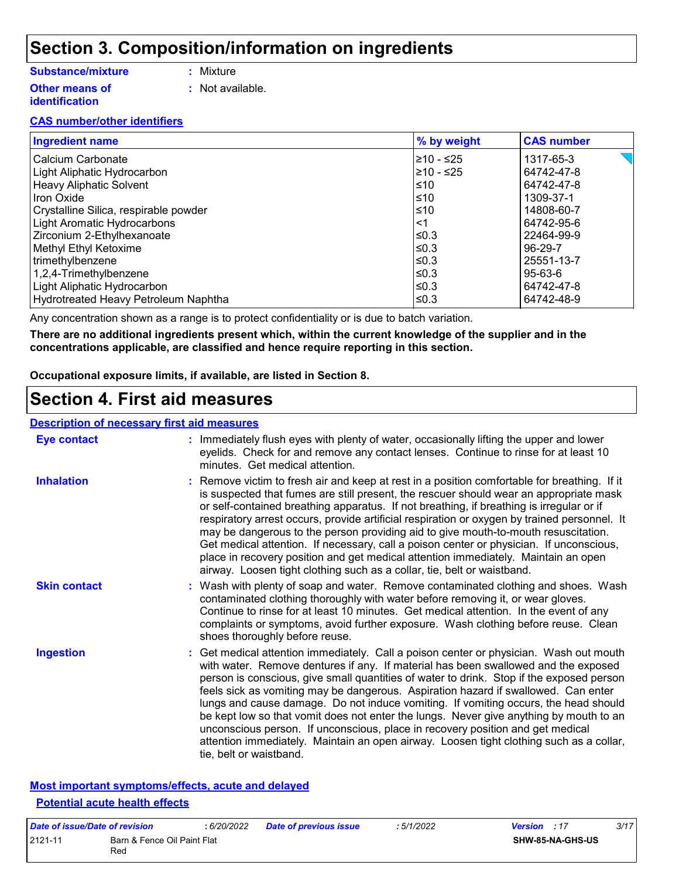# Section 3. Composition/information on ingredients

**Substance/mixture** : Mixture

**Other means of identification** : Not available.

**CAS number/other identifiers**

| Ingredient name | % by weight | CAS number |
|---|---|---|
| Calcium Carbonate | ≥10 - ≤25 | 1317-65-3 |
| Light Aliphatic Hydrocarbon | ≥10 - ≤25 | 64742-47-8 |
| Heavy Aliphatic Solvent | ≤10 | 64742-47-8 |
| Iron Oxide | ≤10 | 1309-37-1 |
| Crystalline Silica, respirable powder | ≤10 | 14808-60-7 |
| Light Aromatic Hydrocarbons | <1 | 64742-95-6 |
| Zirconium 2-Ethylhexanoate | ≤0.3 | 22464-99-9 |
| Methyl Ethyl Ketoxime | ≤0.3 | 96-29-7 |
| trimethylbenzene | ≤0.3 | 25551-13-7 |
| 1,2,4-Trimethylbenzene | ≤0.3 | 95-63-6 |
| Light Aliphatic Hydrocarbon | ≤0.3 | 64742-47-8 |
| Hydrotreated Heavy Petroleum Naphtha | ≤0.3 | 64742-48-9 |

Any concentration shown as a range is to protect confidentiality or is due to batch variation.

**There are no additional ingredients present which, within the current knowledge of the supplier and in the concentrations applicable, are classified and hence require reporting in this section.**

**Occupational exposure limits, if available, are listed in Section 8.**

# Section 4. First aid measures

**Description of necessary first aid measures**

**Eye contact** : Immediately flush eyes with plenty of water, occasionally lifting the upper and lower eyelids. Check for and remove any contact lenses. Continue to rinse for at least 10 minutes. Get medical attention.

**Inhalation** : Remove victim to fresh air and keep at rest in a position comfortable for breathing. If it is suspected that fumes are still present, the rescuer should wear an appropriate mask or self-contained breathing apparatus. If not breathing, if breathing is irregular or if respiratory arrest occurs, provide artificial respiration or oxygen by trained personnel. It may be dangerous to the person providing aid to give mouth-to-mouth resuscitation. Get medical attention. If necessary, call a poison center or physician. If unconscious, place in recovery position and get medical attention immediately. Maintain an open airway. Loosen tight clothing such as a collar, tie, belt or waistband.

**Skin contact** : Wash with plenty of soap and water. Remove contaminated clothing and shoes. Wash contaminated clothing thoroughly with water before removing it, or wear gloves. Continue to rinse for at least 10 minutes. Get medical attention. In the event of any complaints or symptoms, avoid further exposure. Wash clothing before reuse. Clean shoes thoroughly before reuse.

**Ingestion** : Get medical attention immediately. Call a poison center or physician. Wash out mouth with water. Remove dentures if any. If material has been swallowed and the exposed person is conscious, give small quantities of water to drink. Stop if the exposed person feels sick as vomiting may be dangerous. Aspiration hazard if swallowed. Can enter lungs and cause damage. Do not induce vomiting. If vomiting occurs, the head should be kept low so that vomit does not enter the lungs. Never give anything by mouth to an unconscious person. If unconscious, place in recovery position and get medical attention immediately. Maintain an open airway. Loosen tight clothing such as a collar, tie, belt or waistband.

**Most important symptoms/effects, acute and delayed**

**Potential acute health effects**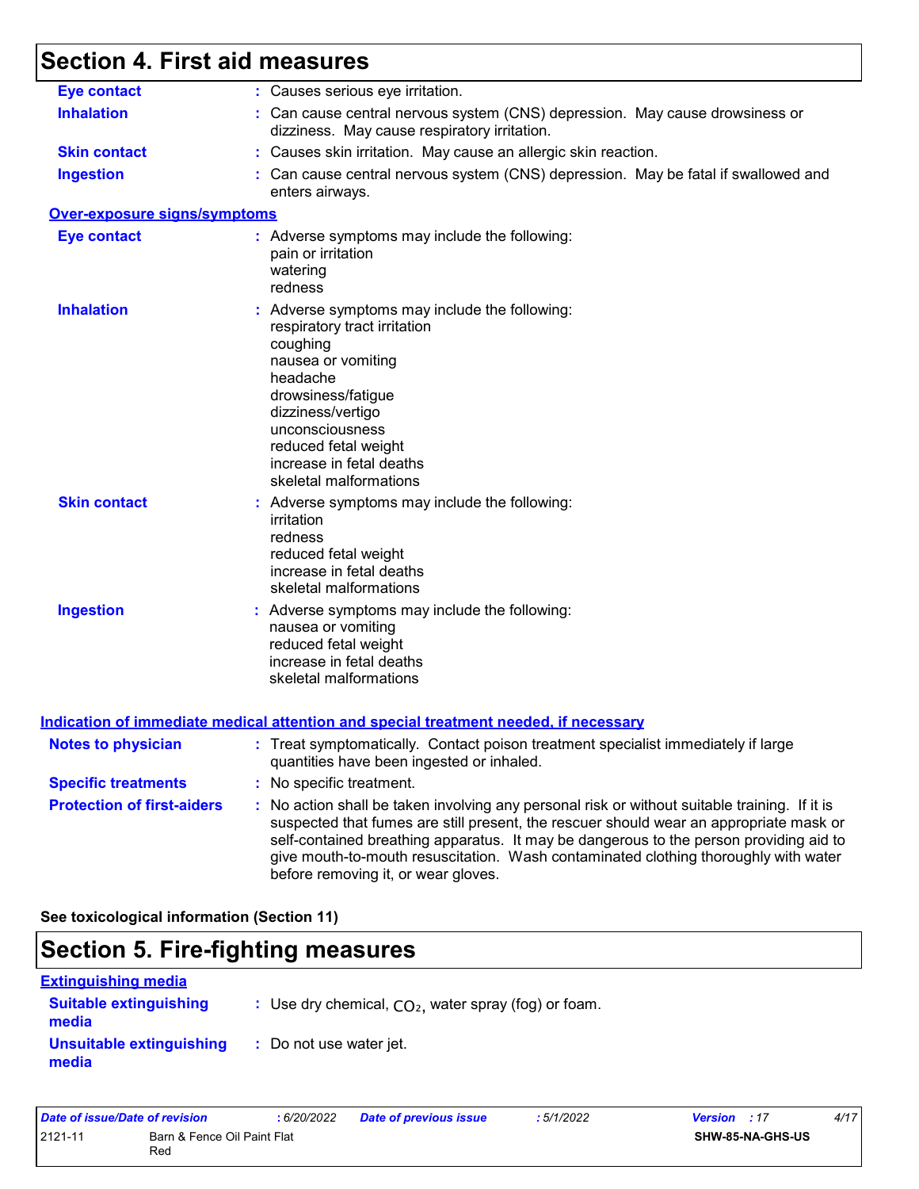## Section 4. First aid measures

**Eye contact** : Causes serious eye irritation.

**Inhalation** : Can cause central nervous system (CNS) depression. May cause drowsiness or dizziness. May cause respiratory irritation.

**Skin contact** : Causes skin irritation. May cause an allergic skin reaction.

**Ingestion** : Can cause central nervous system (CNS) depression. May be fatal if swallowed and enters airways.

### Over-exposure signs/symptoms

**Eye contact** : Adverse symptoms may include the following:
pain or irritation
watering
redness

**Inhalation** : Adverse symptoms may include the following:
respiratory tract irritation
coughing
nausea or vomiting
headache
drowsiness/fatigue
dizziness/vertigo
unconsciousness
reduced fetal weight
increase in fetal deaths
skeletal malformations

**Skin contact** : Adverse symptoms may include the following:
irritation
redness
reduced fetal weight
increase in fetal deaths
skeletal malformations

**Ingestion** : Adverse symptoms may include the following:
nausea or vomiting
reduced fetal weight
increase in fetal deaths
skeletal malformations

### Indication of immediate medical attention and special treatment needed, if necessary

**Notes to physician** : Treat symptomatically. Contact poison treatment specialist immediately if large quantities have been ingested or inhaled.

**Specific treatments** : No specific treatment.

**Protection of first-aiders** : No action shall be taken involving any personal risk or without suitable training. If it is suspected that fumes are still present, the rescuer should wear an appropriate mask or self-contained breathing apparatus. It may be dangerous to the person providing aid to give mouth-to-mouth resuscitation. Wash contaminated clothing thoroughly with water before removing it, or wear gloves.

**See toxicological information (Section 11)**

## Section 5. Fire-fighting measures

### Extinguishing media

**Suitable extinguishing media** : Use dry chemical, $CO_2$, water spray (fog) or foam.

**Unsuitable extinguishing media** : Do not use water jet.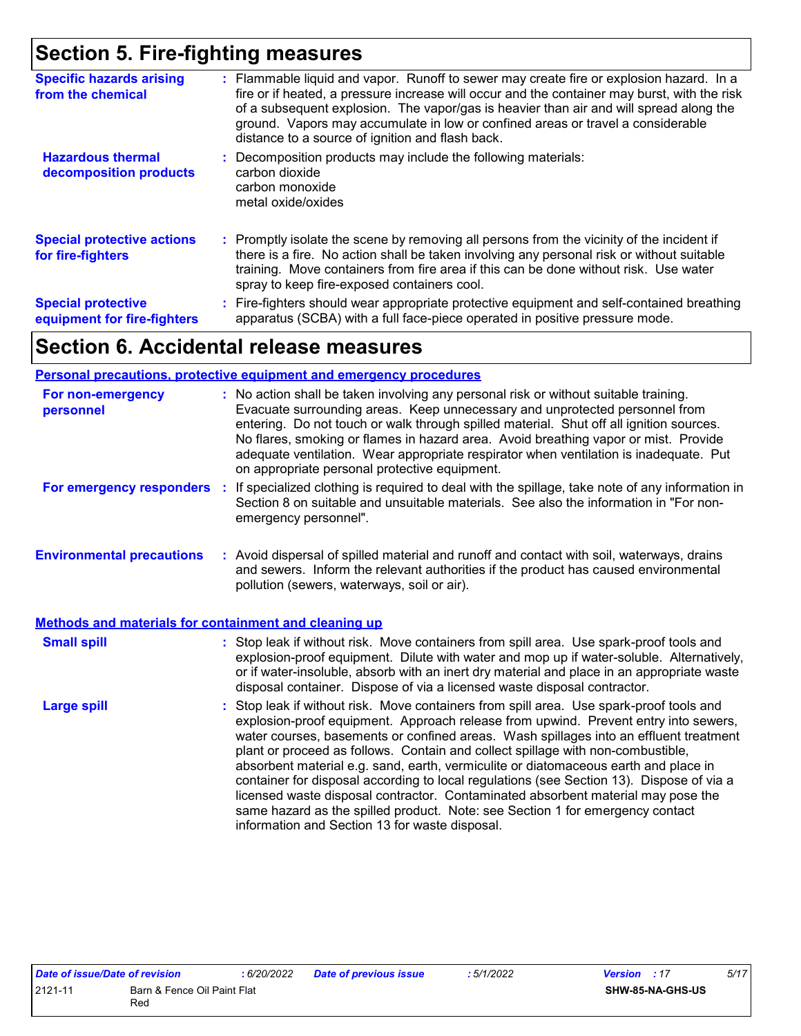## Section 5. Fire-fighting measures

**Specific hazards arising from the chemical** : Flammable liquid and vapor. Runoff to sewer may create fire or explosion hazard. In a fire or if heated, a pressure increase will occur and the container may burst, with the risk of a subsequent explosion. The vapor/gas is heavier than air and will spread along the ground. Vapors may accumulate in low or confined areas or travel a considerable distance to a source of ignition and flash back.

**Hazardous thermal decomposition products** : Decomposition products may include the following materials:
carbon dioxide
carbon monoxide
metal oxide/oxides

**Special protective actions for fire-fighters** : Promptly isolate the scene by removing all persons from the vicinity of the incident if there is a fire. No action shall be taken involving any personal risk or without suitable training. Move containers from fire area if this can be done without risk. Use water spray to keep fire-exposed containers cool.

**Special protective equipment for fire-fighters** : Fire-fighters should wear appropriate protective equipment and self-contained breathing apparatus (SCBA) with a full face-piece operated in positive pressure mode.

## Section 6. Accidental release measures

### Personal precautions, protective equipment and emergency procedures

**For non-emergency personnel** : No action shall be taken involving any personal risk or without suitable training. Evacuate surrounding areas. Keep unnecessary and unprotected personnel from entering. Do not touch or walk through spilled material. Shut off all ignition sources. No flares, smoking or flames in hazard area. Avoid breathing vapor or mist. Provide adequate ventilation. Wear appropriate respirator when ventilation is inadequate. Put on appropriate personal protective equipment.

**For emergency responders** : If specialized clothing is required to deal with the spillage, take note of any information in Section 8 on suitable and unsuitable materials. See also the information in "For non-emergency personnel".

**Environmental precautions** : Avoid dispersal of spilled material and runoff and contact with soil, waterways, drains and sewers. Inform the relevant authorities if the product has caused environmental pollution (sewers, waterways, soil or air).

### Methods and materials for containment and cleaning up

**Small spill** : Stop leak if without risk. Move containers from spill area. Use spark-proof tools and explosion-proof equipment. Dilute with water and mop up if water-soluble. Alternatively, or if water-insoluble, absorb with an inert dry material and place in an appropriate waste disposal container. Dispose of via a licensed waste disposal contractor.

**Large spill** : Stop leak if without risk. Move containers from spill area. Use spark-proof tools and explosion-proof equipment. Approach release from upwind. Prevent entry into sewers, water courses, basements or confined areas. Wash spillages into an effluent treatment plant or proceed as follows. Contain and collect spillage with non-combustible, absorbent material e.g. sand, earth, vermiculite or diatomaceous earth and place in container for disposal according to local regulations (see Section 13). Dispose of via a licensed waste disposal contractor. Contaminated absorbent material may pose the same hazard as the spilled product. Note: see Section 1 for emergency contact information and Section 13 for waste disposal.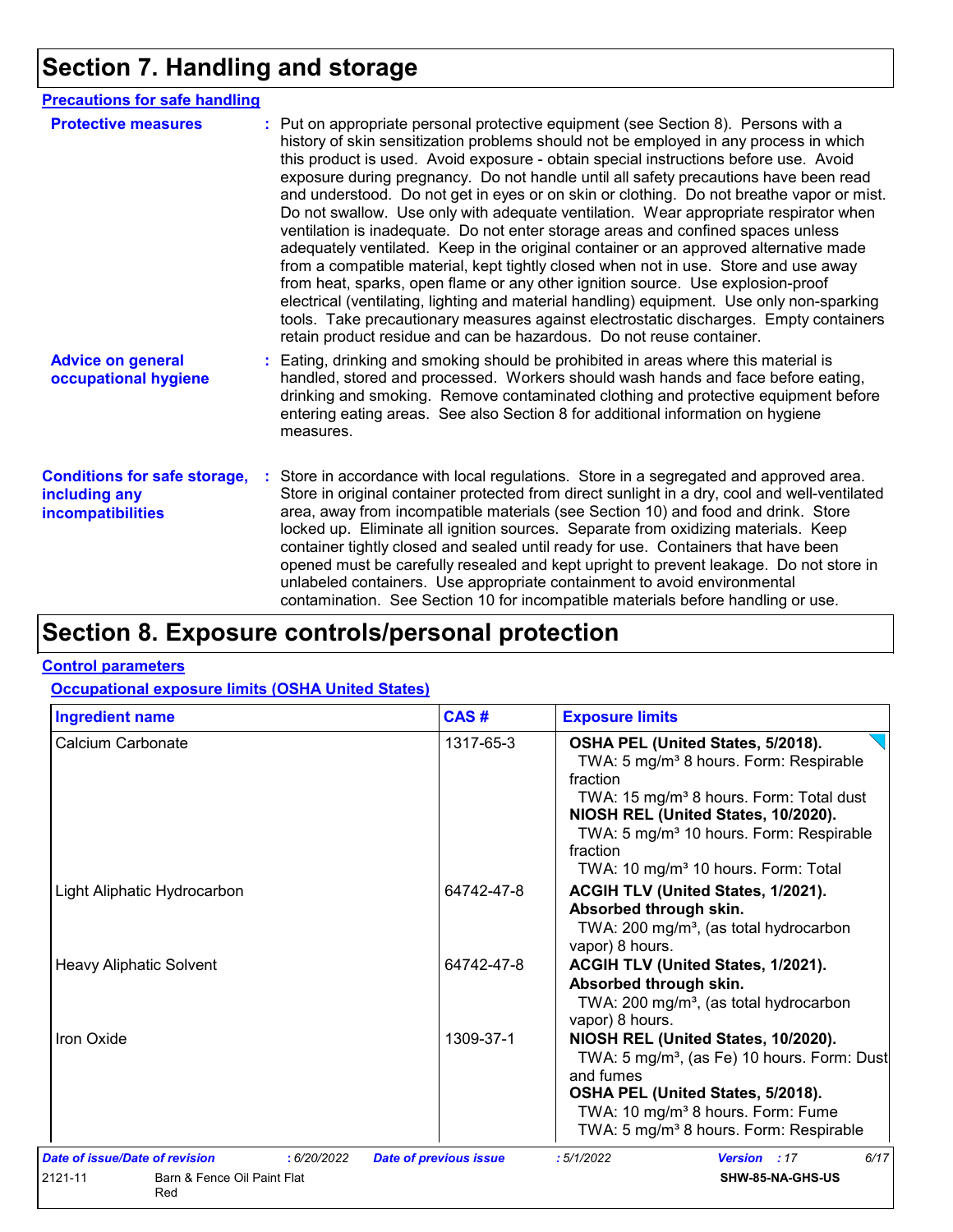# Section 7. Handling and storage

## Precautions for safe handling

**Protective measures** : Put on appropriate personal protective equipment (see Section 8). Persons with a history of skin sensitization problems should not be employed in any process in which this product is used. Avoid exposure - obtain special instructions before use. Avoid exposure during pregnancy. Do not handle until all safety precautions have been read and understood. Do not get in eyes or on skin or clothing. Do not breathe vapor or mist. Do not swallow. Use only with adequate ventilation. Wear appropriate respirator when ventilation is inadequate. Do not enter storage areas and confined spaces unless adequately ventilated. Keep in the original container or an approved alternative made from a compatible material, kept tightly closed when not in use. Store and use away from heat, sparks, open flame or any other ignition source. Use explosion-proof electrical (ventilating, lighting and material handling) equipment. Use only non-sparking tools. Take precautionary measures against electrostatic discharges. Empty containers retain product residue and can be hazardous. Do not reuse container.

**Advice on general occupational hygiene** : Eating, drinking and smoking should be prohibited in areas where this material is handled, stored and processed. Workers should wash hands and face before eating, drinking and smoking. Remove contaminated clothing and protective equipment before entering eating areas. See also Section 8 for additional information on hygiene measures.

**Conditions for safe storage, including any incompatibilities** : Store in accordance with local regulations. Store in a segregated and approved area. Store in original container protected from direct sunlight in a dry, cool and well-ventilated area, away from incompatible materials (see Section 10) and food and drink. Store locked up. Eliminate all ignition sources. Separate from oxidizing materials. Keep container tightly closed and sealed until ready for use. Containers that have been opened must be carefully resealed and kept upright to prevent leakage. Do not store in unlabeled containers. Use appropriate containment to avoid environmental contamination. See Section 10 for incompatible materials before handling or use.

# Section 8. Exposure controls/personal protection

## Control parameters

### Occupational exposure limits (OSHA United States)

| Ingredient name | CAS # | Exposure limits |
|---|---|---|
| Calcium Carbonate | 1317-65-3 | **OSHA PEL (United States, 5/2018).**<br>TWA: 5 mg/m³ 8 hours. Form: Respirable fraction<br>TWA: 15 mg/m³ 8 hours. Form: Total dust<br>**NIOSH REL (United States, 10/2020).**<br>TWA: 5 mg/m³ 10 hours. Form: Respirable fraction<br>TWA: 10 mg/m³ 10 hours. Form: Total |
| Light Aliphatic Hydrocarbon | 64742-47-8 | **ACGIH TLV (United States, 1/2021).**<br>**Absorbed through skin.**<br>TWA: 200 mg/m³, (as total hydrocarbon vapor) 8 hours. |
| Heavy Aliphatic Solvent | 64742-47-8 | **ACGIH TLV (United States, 1/2021).**<br>**Absorbed through skin.**<br>TWA: 200 mg/m³, (as total hydrocarbon vapor) 8 hours. |
| Iron Oxide | 1309-37-1 | **NIOSH REL (United States, 10/2020).**<br>TWA: 5 mg/m³, (as Fe) 10 hours. Form: Dust and fumes<br>**OSHA PEL (United States, 5/2018).**<br>TWA: 10 mg/m³ 8 hours. Form: Fume<br>TWA: 5 mg/m³ 8 hours. Form: Respirable |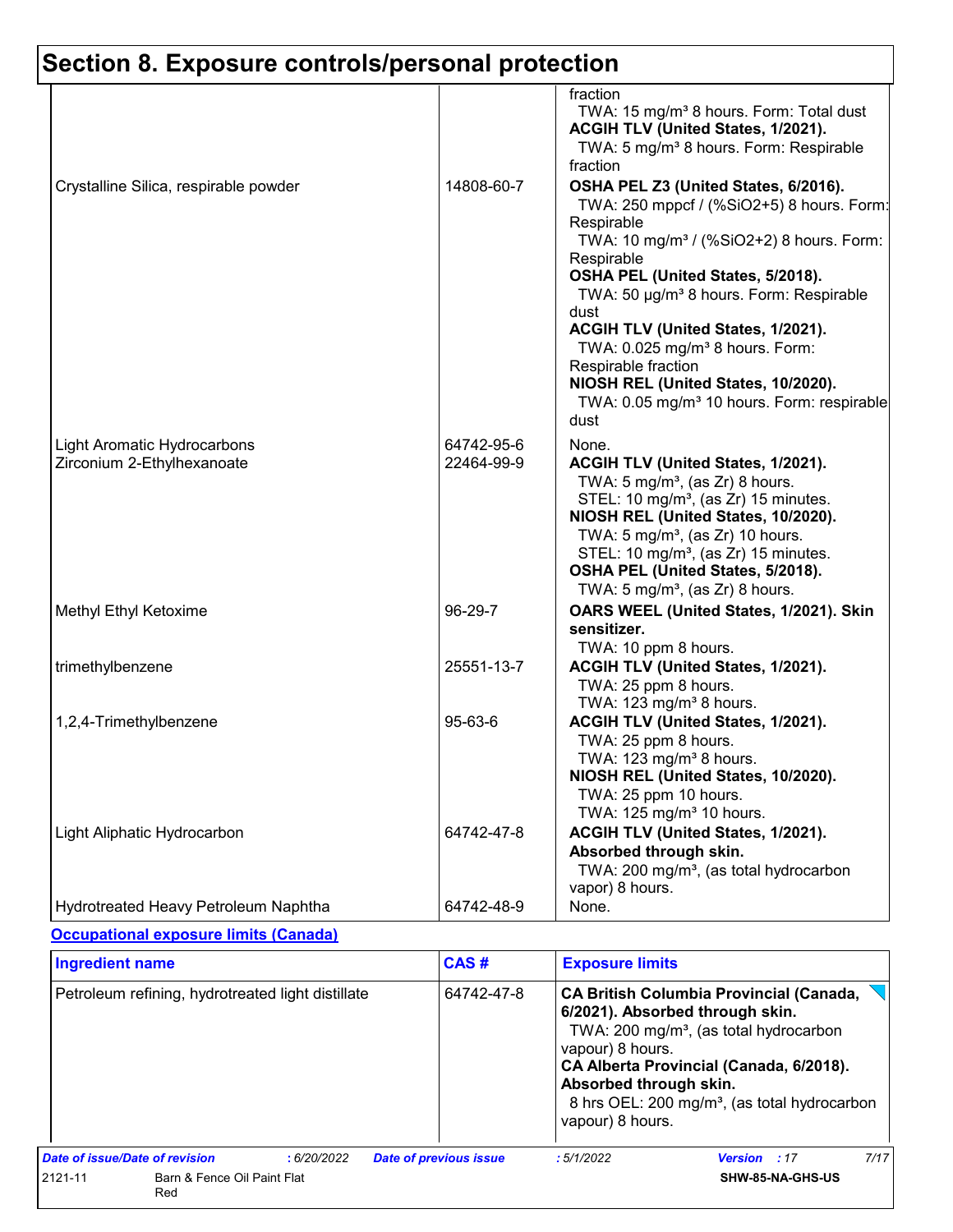# Section 8. Exposure controls/personal protection

| | | |
|---|---|---|
| | | fraction<br>TWA: 15 mg/m³ 8 hours. Form: Total dust<br>**ACGIH TLV (United States, 1/2021).**<br>TWA: 5 mg/m³ 8 hours. Form: Respirable fraction |
| Crystalline Silica, respirable powder | 14808-60-7 | **OSHA PEL Z3 (United States, 6/2016).**<br>TWA: 250 mppcf / (%SiO2+5) 8 hours. Form: Respirable<br>TWA: 10 mg/m³ / (%SiO2+2) 8 hours. Form: Respirable<br>**OSHA PEL (United States, 5/2018).**<br>TWA: 50 µg/m³ 8 hours. Form: Respirable dust<br>**ACGIH TLV (United States, 1/2021).**<br>TWA: 0.025 mg/m³ 8 hours. Form: Respirable fraction<br>**NIOSH REL (United States, 10/2020).**<br>TWA: 0.05 mg/m³ 10 hours. Form: respirable dust |
| Light Aromatic Hydrocarbons | 64742-95-6 | None. |
| Zirconium 2-Ethylhexanoate | 22464-99-9 | **ACGIH TLV (United States, 1/2021).**<br>TWA: 5 mg/m³, (as Zr) 8 hours.<br>STEL: 10 mg/m³, (as Zr) 15 minutes.<br>**NIOSH REL (United States, 10/2020).**<br>TWA: 5 mg/m³, (as Zr) 10 hours.<br>STEL: 10 mg/m³, (as Zr) 15 minutes.<br>**OSHA PEL (United States, 5/2018).**<br>TWA: 5 mg/m³, (as Zr) 8 hours. |
| Methyl Ethyl Ketoxime | 96-29-7 | **OARS WEEL (United States, 1/2021). Skin sensitizer.**<br>TWA: 10 ppm 8 hours. |
| trimethylbenzene | 25551-13-7 | **ACGIH TLV (United States, 1/2021).**<br>TWA: 25 ppm 8 hours.<br>TWA: 123 mg/m³ 8 hours. |
| 1,2,4-Trimethylbenzene | 95-63-6 | **ACGIH TLV (United States, 1/2021).**<br>TWA: 25 ppm 8 hours.<br>TWA: 123 mg/m³ 8 hours.<br>**NIOSH REL (United States, 10/2020).**<br>TWA: 25 ppm 10 hours.<br>TWA: 125 mg/m³ 10 hours. |
| Light Aliphatic Hydrocarbon | 64742-47-8 | **ACGIH TLV (United States, 1/2021). Absorbed through skin.**<br>TWA: 200 mg/m³, (as total hydrocarbon vapor) 8 hours. |
| Hydrotreated Heavy Petroleum Naphtha | 64742-48-9 | None. |

**Occupational exposure limits (Canada)**

| Ingredient name | CAS # | Exposure limits |
|---|---|---|
| Petroleum refining, hydrotreated light distillate | 64742-47-8 | **CA British Columbia Provincial (Canada, 6/2021). Absorbed through skin.**<br>TWA: 200 mg/m³, (as total hydrocarbon vapour) 8 hours.<br>**CA Alberta Provincial (Canada, 6/2018). Absorbed through skin.**<br>8 hrs OEL: 200 mg/m³, (as total hydrocarbon vapour) 8 hours. |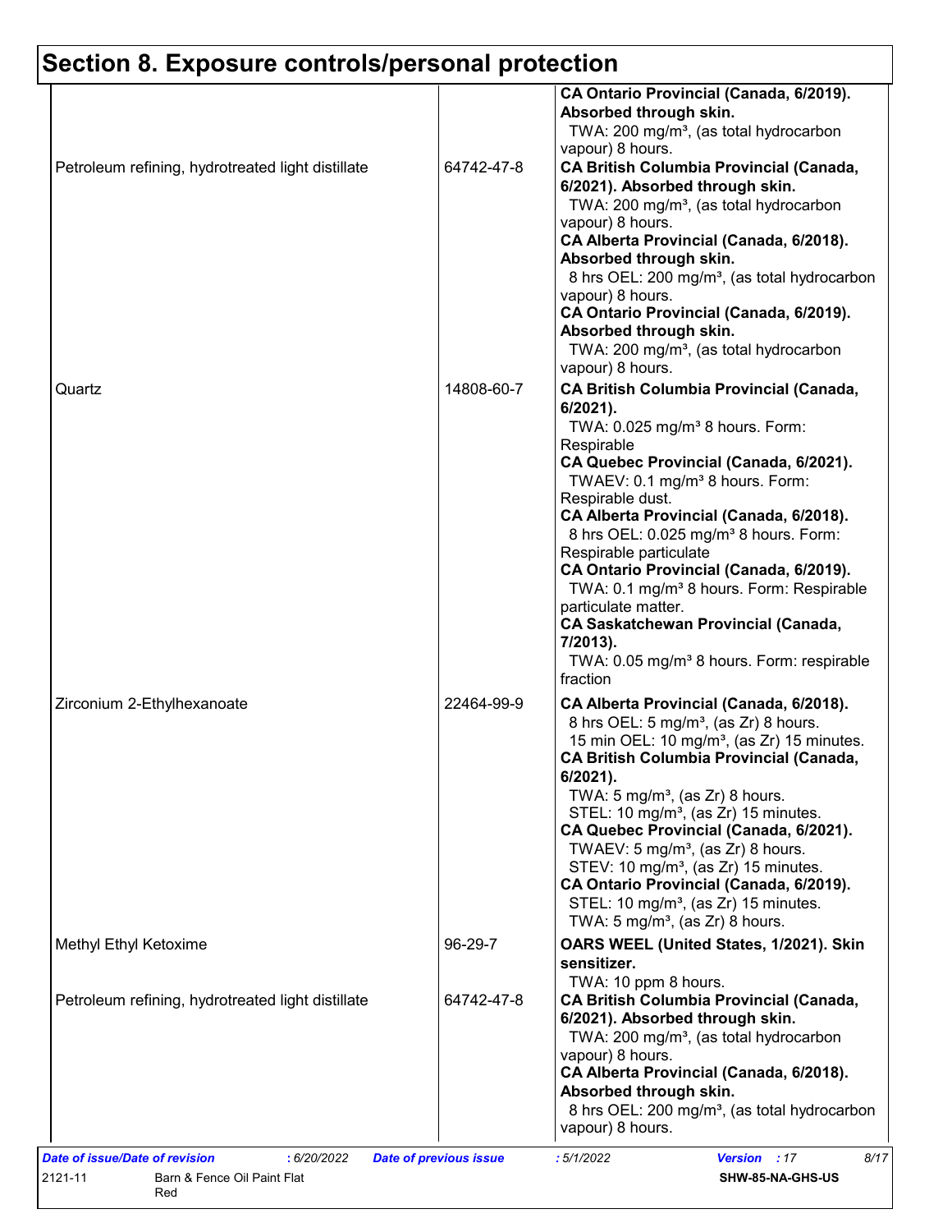# Section 8. Exposure controls/personal protection

| | | |
|---|---|---|
| | | **CA Ontario Provincial (Canada, 6/2019). Absorbed through skin.**<br>TWA: 200 mg/m³, (as total hydrocarbon vapour) 8 hours. |
| Petroleum refining, hydrotreated light distillate | 64742-47-8 | **CA British Columbia Provincial (Canada, 6/2021). Absorbed through skin.**<br>TWA: 200 mg/m³, (as total hydrocarbon vapour) 8 hours.<br>**CA Alberta Provincial (Canada, 6/2018). Absorbed through skin.**<br>8 hrs OEL: 200 mg/m³, (as total hydrocarbon vapour) 8 hours.<br>**CA Ontario Provincial (Canada, 6/2019). Absorbed through skin.**<br>TWA: 200 mg/m³, (as total hydrocarbon vapour) 8 hours. |
| Quartz | 14808-60-7 | **CA British Columbia Provincial (Canada, 6/2021).**<br>TWA: 0.025 mg/m³ 8 hours. Form: Respirable<br>**CA Quebec Provincial (Canada, 6/2021).**<br>TWAEV: 0.1 mg/m³ 8 hours. Form: Respirable dust.<br>**CA Alberta Provincial (Canada, 6/2018).**<br>8 hrs OEL: 0.025 mg/m³ 8 hours. Form: Respirable particulate<br>**CA Ontario Provincial (Canada, 6/2019).**<br>TWA: 0.1 mg/m³ 8 hours. Form: Respirable particulate matter.<br>**CA Saskatchewan Provincial (Canada, 7/2013).**<br>TWA: 0.05 mg/m³ 8 hours. Form: respirable fraction |
| Zirconium 2-Ethylhexanoate | 22464-99-9 | **CA Alberta Provincial (Canada, 6/2018).**<br>8 hrs OEL: 5 mg/m³, (as Zr) 8 hours.<br>15 min OEL: 10 mg/m³, (as Zr) 15 minutes.<br>**CA British Columbia Provincial (Canada, 6/2021).**<br>TWA: 5 mg/m³, (as Zr) 8 hours.<br>STEL: 10 mg/m³, (as Zr) 15 minutes.<br>**CA Quebec Provincial (Canada, 6/2021).**<br>TWAEV: 5 mg/m³, (as Zr) 8 hours.<br>STEV: 10 mg/m³, (as Zr) 15 minutes.<br>**CA Ontario Provincial (Canada, 6/2019).**<br>STEL: 10 mg/m³, (as Zr) 15 minutes.<br>TWA: 5 mg/m³, (as Zr) 8 hours. |
| Methyl Ethyl Ketoxime | 96-29-7 | **OARS WEEL (United States, 1/2021). Skin sensitizer.**<br>TWA: 10 ppm 8 hours. |
| Petroleum refining, hydrotreated light distillate | 64742-47-8 | **CA British Columbia Provincial (Canada, 6/2021). Absorbed through skin.**<br>TWA: 200 mg/m³, (as total hydrocarbon vapour) 8 hours.<br>**CA Alberta Provincial (Canada, 6/2018). Absorbed through skin.**<br>8 hrs OEL: 200 mg/m³, (as total hydrocarbon vapour) 8 hours. |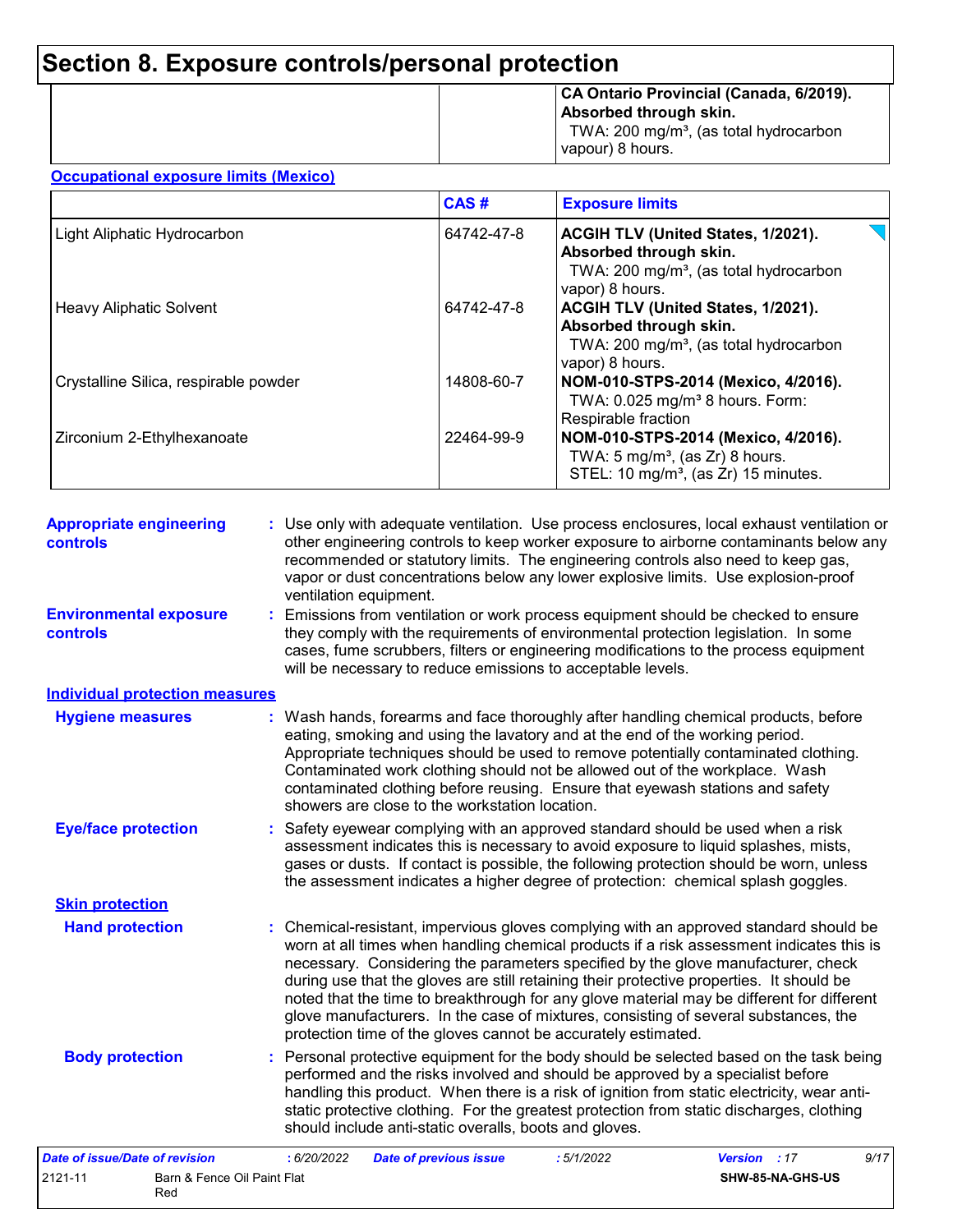# Section 8. Exposure controls/personal protection

| | | |
|---|---|---|
| | | **CA Ontario Provincial (Canada, 6/2019). Absorbed through skin.** TWA: 200 mg/m³, (as total hydrocarbon vapour) 8 hours. |

**Occupational exposure limits (Mexico)**

| | CAS # | Exposure limits |
|---|---|---|
| Light Aliphatic Hydrocarbon | 64742-47-8 | **ACGIH TLV (United States, 1/2021). Absorbed through skin.** TWA: 200 mg/m³, (as total hydrocarbon vapor) 8 hours. |
| Heavy Aliphatic Solvent | 64742-47-8 | **ACGIH TLV (United States, 1/2021). Absorbed through skin.** TWA: 200 mg/m³, (as total hydrocarbon vapor) 8 hours. |
| Crystalline Silica, respirable powder | 14808-60-7 | **NOM-010-STPS-2014 (Mexico, 4/2016).** TWA: 0.025 mg/m³ 8 hours. Form: Respirable fraction |
| Zirconium 2-Ethylhexanoate | 22464-99-9 | **NOM-010-STPS-2014 (Mexico, 4/2016).** TWA: 5 mg/m³, (as Zr) 8 hours. STEL: 10 mg/m³, (as Zr) 15 minutes. |

**Appropriate engineering controls** : Use only with adequate ventilation. Use process enclosures, local exhaust ventilation or other engineering controls to keep worker exposure to airborne contaminants below any recommended or statutory limits. The engineering controls also need to keep gas, vapor or dust concentrations below any lower explosive limits. Use explosion-proof ventilation equipment.

**Environmental exposure controls** : Emissions from ventilation or work process equipment should be checked to ensure they comply with the requirements of environmental protection legislation. In some cases, fume scrubbers, filters or engineering modifications to the process equipment will be necessary to reduce emissions to acceptable levels.

**Individual protection measures**

**Hygiene measures** : Wash hands, forearms and face thoroughly after handling chemical products, before eating, smoking and using the lavatory and at the end of the working period. Appropriate techniques should be used to remove potentially contaminated clothing. Contaminated work clothing should not be allowed out of the workplace. Wash contaminated clothing before reusing. Ensure that eyewash stations and safety showers are close to the workstation location.

**Eye/face protection** : Safety eyewear complying with an approved standard should be used when a risk assessment indicates this is necessary to avoid exposure to liquid splashes, mists, gases or dusts. If contact is possible, the following protection should be worn, unless the assessment indicates a higher degree of protection: chemical splash goggles.

**Skin protection**

**Hand protection** : Chemical-resistant, impervious gloves complying with an approved standard should be worn at all times when handling chemical products if a risk assessment indicates this is necessary. Considering the parameters specified by the glove manufacturer, check during use that the gloves are still retaining their protective properties. It should be noted that the time to breakthrough for any glove material may be different for different glove manufacturers. In the case of mixtures, consisting of several substances, the protection time of the gloves cannot be accurately estimated.

**Body protection** : Personal protective equipment for the body should be selected based on the task being performed and the risks involved and should be approved by a specialist before handling this product. When there is a risk of ignition from static electricity, wear anti-static protective clothing. For the greatest protection from static discharges, clothing should include anti-static overalls, boots and gloves.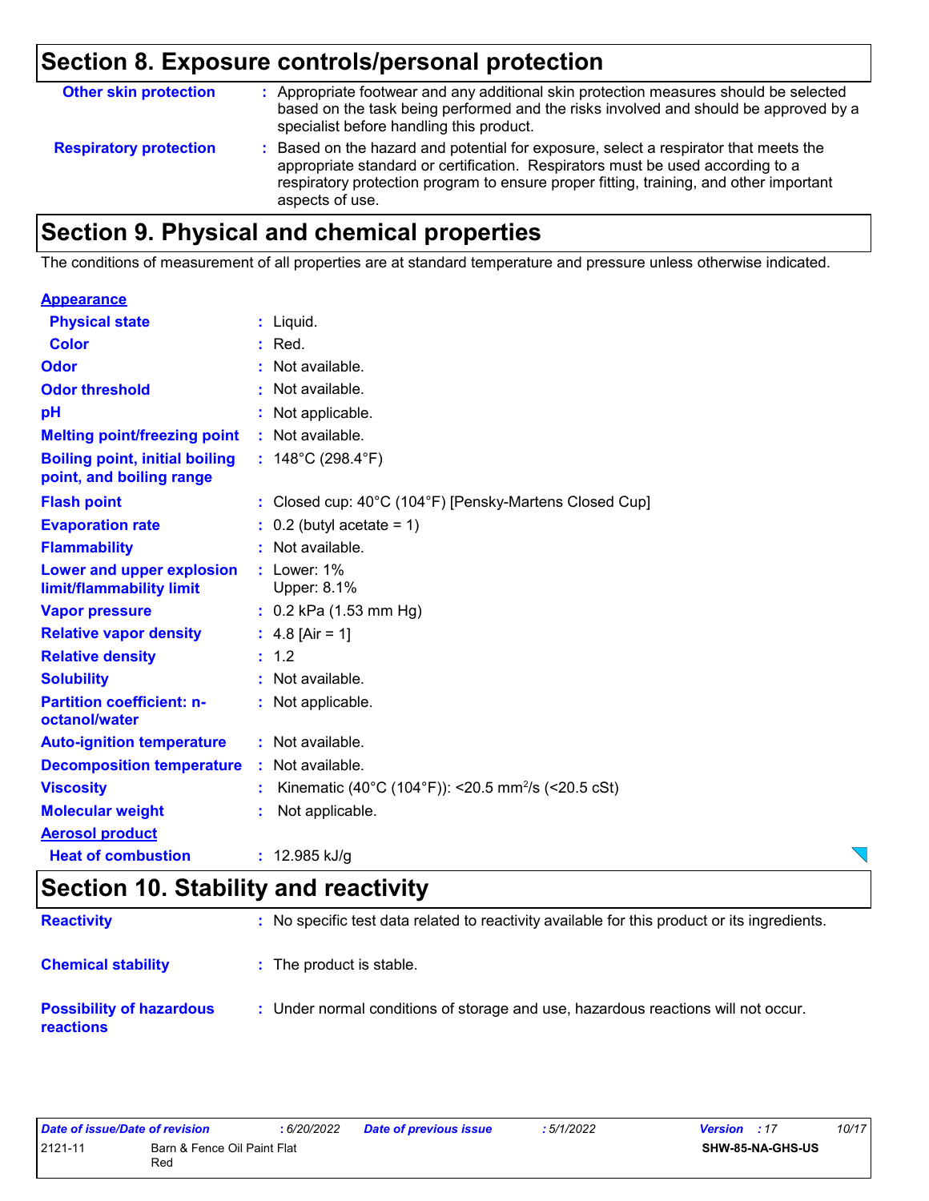## Section 8. Exposure controls/personal protection

| | |
|---|---|
| **Other skin protection** | : Appropriate footwear and any additional skin protection measures should be selected based on the task being performed and the risks involved and should be approved by a specialist before handling this product. |
| **Respiratory protection** | : Based on the hazard and potential for exposure, select a respirator that meets the appropriate standard or certification. Respirators must be used according to a respiratory protection program to ensure proper fitting, training, and other important aspects of use. |

## Section 9. Physical and chemical properties

The conditions of measurement of all properties are at standard temperature and pressure unless otherwise indicated.

**Appearance**

| | |
|---|---|
| **Physical state** | : Liquid. |
| **Color** | : Red. |
| **Odor** | : Not available. |
| **Odor threshold** | : Not available. |
| **pH** | : Not applicable. |
| **Melting point/freezing point** | : Not available. |
| **Boiling point, initial boiling point, and boiling range** | : 148°C (298.4°F) |
| **Flash point** | : Closed cup: 40°C (104°F) [Pensky-Martens Closed Cup] |
| **Evaporation rate** | : 0.2 (butyl acetate = 1) |
| **Flammability** | : Not available. |
| **Lower and upper explosion limit/flammability limit** | : Lower: 1% Upper: 8.1% |
| **Vapor pressure** | : 0.2 kPa (1.53 mm Hg) |
| **Relative vapor density** | : 4.8 [Air = 1] |
| **Relative density** | : 1.2 |
| **Solubility** | : Not available. |
| **Partition coefficient: n-octanol/water** | : Not applicable. |
| **Auto-ignition temperature** | : Not available. |
| **Decomposition temperature** | : Not available. |
| **Viscosity** | : Kinematic (40°C (104°F)): <20.5 $mm^2/s$ (<20.5 cSt) |
| **Molecular weight** | : Not applicable. |

**Aerosol product**

| | |
|---|---|
| **Heat of combustion** | : 12.985 kJ/g |

## Section 10. Stability and reactivity

| | |
|---|---|
| **Reactivity** | : No specific test data related to reactivity available for this product or its ingredients. |
| **Chemical stability** | : The product is stable. |
| **Possibility of hazardous reactions** | : Under normal conditions of storage and use, hazardous reactions will not occur. |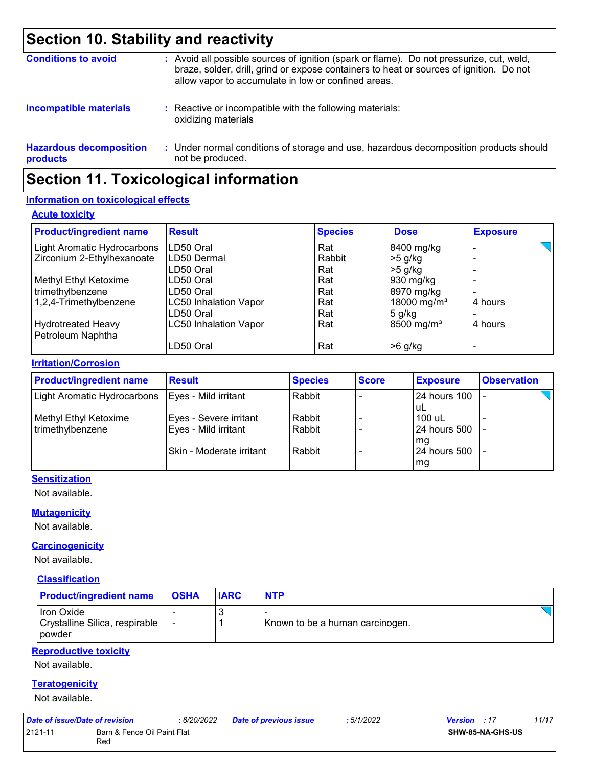## Section 10. Stability and reactivity

**Conditions to avoid** : Avoid all possible sources of ignition (spark or flame). Do not pressurize, cut, weld, braze, solder, drill, grind or expose containers to heat or sources of ignition. Do not allow vapor to accumulate in low or confined areas.

**Incompatible materials** : Reactive or incompatible with the following materials: oxidizing materials

**Hazardous decomposition products** : Under normal conditions of storage and use, hazardous decomposition products should not be produced.

## Section 11. Toxicological information

### Information on toxicological effects

#### Acute toxicity

| Product/ingredient name | Result | Species | Dose | Exposure |
|---|---|---|---|---|
| Light Aromatic Hydrocarbons | LD50 Oral | Rat | 8400 mg/kg | - |
| Zirconium 2-Ethylhexanoate | LD50 Dermal | Rabbit | >5 g/kg | - |
| | LD50 Oral | Rat | >5 g/kg | - |
| Methyl Ethyl Ketoxime | LD50 Oral | Rat | 930 mg/kg | - |
| trimethylbenzene | LD50 Oral | Rat | 8970 mg/kg | - |
| 1,2,4-Trimethylbenzene | LC50 Inhalation Vapor | Rat | 18000 mg/m³ | 4 hours |
| | LD50 Oral | Rat | 5 g/kg | - |
| Hydrotreated Heavy Petroleum Naphtha | LC50 Inhalation Vapor | Rat | 8500 mg/m³ | 4 hours |
| | LD50 Oral | Rat | >6 g/kg | - |

#### Irritation/Corrosion

| Product/ingredient name | Result | Species | Score | Exposure | Observation |
|---|---|---|---|---|---|
| Light Aromatic Hydrocarbons | Eyes - Mild irritant | Rabbit | - | 24 hours 100 uL | - |
| Methyl Ethyl Ketoxime | Eyes - Severe irritant | Rabbit | - | 100 uL | - |
| trimethylbenzene | Eyes - Mild irritant | Rabbit | - | 24 hours 500 mg | - |
| | Skin - Moderate irritant | Rabbit | - | 24 hours 500 mg | - |

#### Sensitization

Not available.

#### Mutagenicity

Not available.

#### Carcinogenicity

Not available.

#### Classification

| Product/ingredient name | OSHA | IARC | NTP |
|---|---|---|---|
| Iron Oxide | - | 3 | - |
| Crystalline Silica, respirable powder | - | 1 | Known to be a human carcinogen. |

#### Reproductive toxicity

Not available.

#### Teratogenicity

Not available.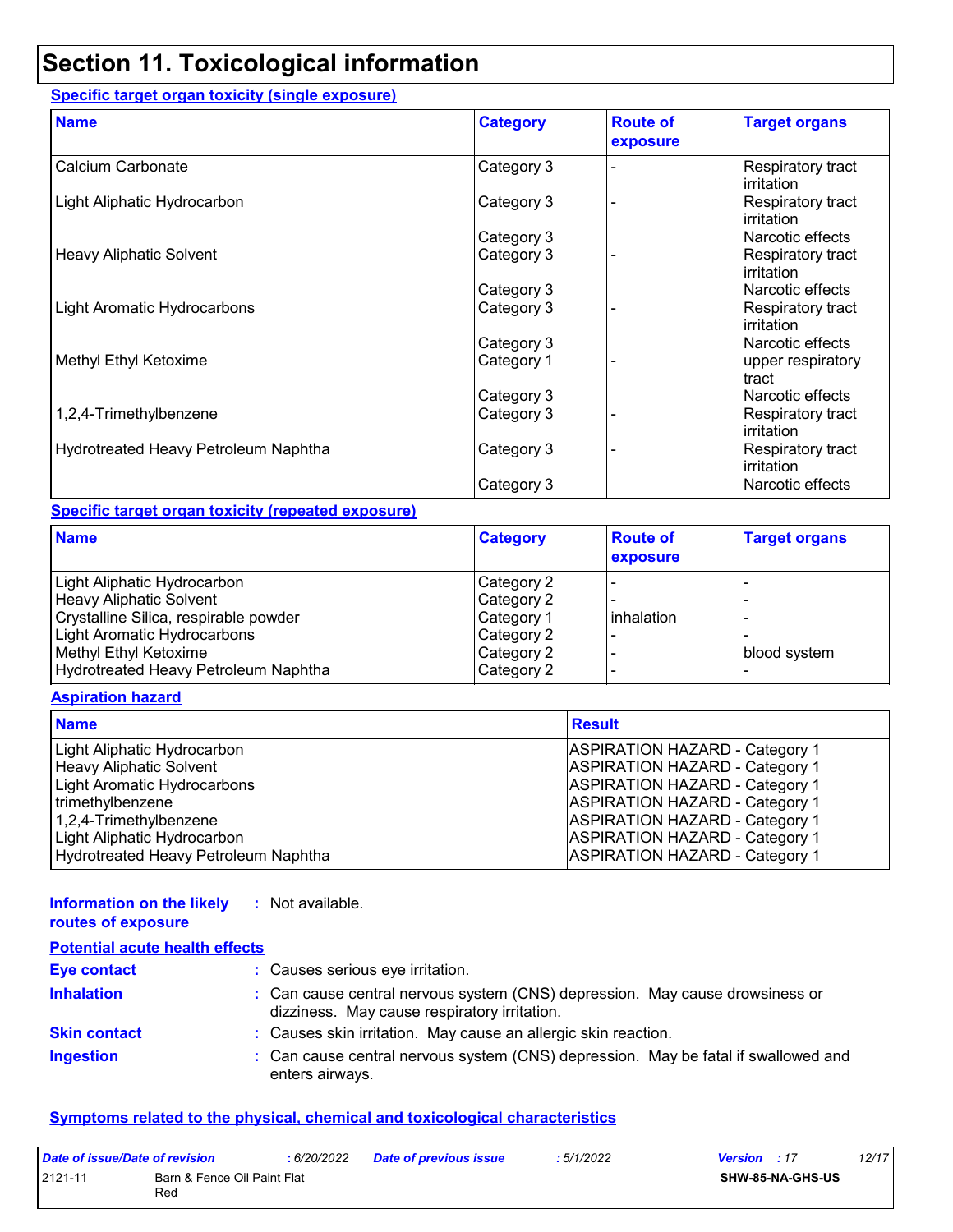# Section 11. Toxicological information

**Specific target organ toxicity (single exposure)**

| Name | Category | Route of exposure | Target organs |
|---|---|---|---|
| Calcium Carbonate | Category 3 | - | Respiratory tract irritation |
| Light Aliphatic Hydrocarbon | Category 3 | - | Respiratory tract irritation |
| | Category 3 | | Narcotic effects |
| Heavy Aliphatic Solvent | Category 3 | - | Respiratory tract irritation |
| | Category 3 | | Narcotic effects |
| Light Aromatic Hydrocarbons | Category 3 | - | Respiratory tract irritation |
| | Category 3 | | Narcotic effects |
| Methyl Ethyl Ketoxime | Category 1 | - | upper respiratory tract |
| | Category 3 | | Narcotic effects |
| 1,2,4-Trimethylbenzene | Category 3 | - | Respiratory tract irritation |
| Hydrotreated Heavy Petroleum Naphtha | Category 3 | - | Respiratory tract irritation |
| | Category 3 | | Narcotic effects |

**Specific target organ toxicity (repeated exposure)**

| Name | Category | Route of exposure | Target organs |
|---|---|---|---|
| Light Aliphatic Hydrocarbon | Category 2 | - | - |
| Heavy Aliphatic Solvent | Category 2 | - | - |
| Crystalline Silica, respirable powder | Category 1 | inhalation | - |
| Light Aromatic Hydrocarbons | Category 2 | - | - |
| Methyl Ethyl Ketoxime | Category 2 | - | blood system |
| Hydrotreated Heavy Petroleum Naphtha | Category 2 | - | - |

**Aspiration hazard**

| Name | Result |
|---|---|
| Light Aliphatic Hydrocarbon | ASPIRATION HAZARD - Category 1 |
| Heavy Aliphatic Solvent | ASPIRATION HAZARD - Category 1 |
| Light Aromatic Hydrocarbons | ASPIRATION HAZARD - Category 1 |
| trimethylbenzene | ASPIRATION HAZARD - Category 1 |
| 1,2,4-Trimethylbenzene | ASPIRATION HAZARD - Category 1 |
| Light Aliphatic Hydrocarbon | ASPIRATION HAZARD - Category 1 |
| Hydrotreated Heavy Petroleum Naphtha | ASPIRATION HAZARD - Category 1 |

**Information on the likely routes of exposure** : Not available.

**Potential acute health effects**

**Eye contact** : Causes serious eye irritation.

**Inhalation** : Can cause central nervous system (CNS) depression. May cause drowsiness or dizziness. May cause respiratory irritation.

**Skin contact** : Causes skin irritation. May cause an allergic skin reaction.

**Ingestion** : Can cause central nervous system (CNS) depression. May be fatal if swallowed and enters airways.

**Symptoms related to the physical, chemical and toxicological characteristics**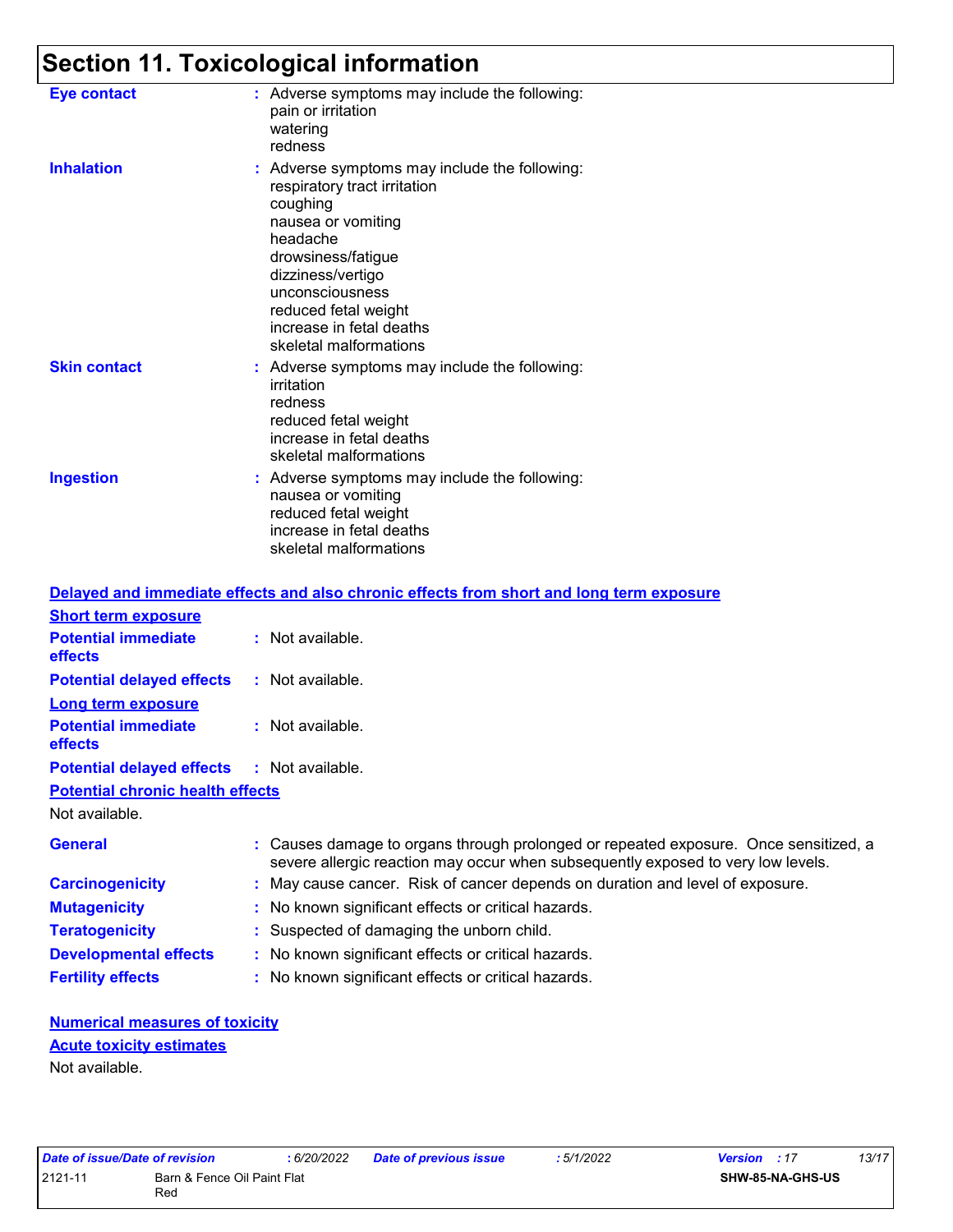# Section 11. Toxicological information

**Eye contact** : Adverse symptoms may include the following:
pain or irritation
watering
redness

**Inhalation** : Adverse symptoms may include the following:
respiratory tract irritation
coughing
nausea or vomiting
headache
drowsiness/fatigue
dizziness/vertigo
unconsciousness
reduced fetal weight
increase in fetal deaths
skeletal malformations

**Skin contact** : Adverse symptoms may include the following:
irritation
redness
reduced fetal weight
increase in fetal deaths
skeletal malformations

**Ingestion** : Adverse symptoms may include the following:
nausea or vomiting
reduced fetal weight
increase in fetal deaths
skeletal malformations

## Delayed and immediate effects and also chronic effects from short and long term exposure

### Short term exposure

**Potential immediate effects** : Not available.

**Potential delayed effects** : Not available.

### Long term exposure

**Potential immediate effects** : Not available.

**Potential delayed effects** : Not available.

### Potential chronic health effects

Not available.

**General** : Causes damage to organs through prolonged or repeated exposure. Once sensitized, a severe allergic reaction may occur when subsequently exposed to very low levels.

**Carcinogenicity** : May cause cancer. Risk of cancer depends on duration and level of exposure.

**Mutagenicity** : No known significant effects or critical hazards.

**Teratogenicity** : Suspected of damaging the unborn child.

**Developmental effects** : No known significant effects or critical hazards.

**Fertility effects** : No known significant effects or critical hazards.

## Numerical measures of toxicity

### Acute toxicity estimates

Not available.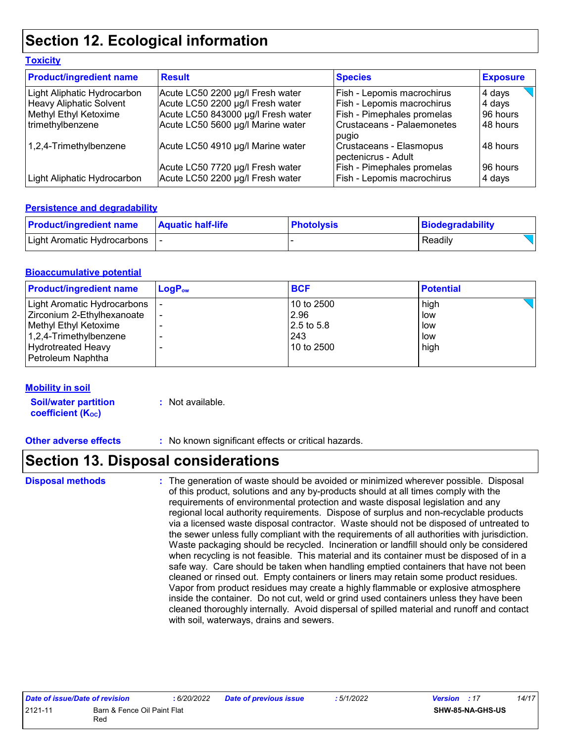# Section 12. Ecological information

### Toxicity

| Product/ingredient name | Result | Species | Exposure |
|---|---|---|---|
| Light Aliphatic Hydrocarbon | Acute LC50 2200 µg/l Fresh water | Fish - Lepomis macrochirus | 4 days |
| Heavy Aliphatic Solvent | Acute LC50 2200 µg/l Fresh water | Fish - Lepomis macrochirus | 4 days |
| Methyl Ethyl Ketoxime | Acute LC50 843000 µg/l Fresh water | Fish - Pimephales promelas | 96 hours |
| trimethylbenzene | Acute LC50 5600 µg/l Marine water | Crustaceans - Palaemonetes pugio | 48 hours |
| 1,2,4-Trimethylbenzene | Acute LC50 4910 µg/l Marine water | Crustaceans - Elasmopus pectenicrus - Adult | 48 hours |
| | Acute LC50 7720 µg/l Fresh water | Fish - Pimephales promelas | 96 hours |
| Light Aliphatic Hydrocarbon | Acute LC50 2200 µg/l Fresh water | Fish - Lepomis macrochirus | 4 days |

### Persistence and degradability

| Product/ingredient name | Aquatic half-life | Photolysis | Biodegradability |
|---|---|---|---|
| Light Aromatic Hydrocarbons | - | - | Readily |

### Bioaccumulative potential

| Product/ingredient name | $LogP_{ow}$ | BCF | Potential |
|---|---|---|---|
| Light Aromatic Hydrocarbons | - | 10 to 2500 | high |
| Zirconium 2-Ethylhexanoate | - | 2.96 | low |
| Methyl Ethyl Ketoxime | - | 2.5 to 5.8 | low |
| 1,2,4-Trimethylbenzene | - | 243 | low |
| Hydrotreated Heavy Petroleum Naphtha | - | 10 to 2500 | high |

### Mobility in soil

**Soil/water partition coefficient ($K_{OC}$)** : Not available.

**Other adverse effects** : No known significant effects or critical hazards.

# Section 13. Disposal considerations

**Disposal methods** : The generation of waste should be avoided or minimized wherever possible. Disposal of this product, solutions and any by-products should at all times comply with the requirements of environmental protection and waste disposal legislation and any regional local authority requirements. Dispose of surplus and non-recyclable products via a licensed waste disposal contractor. Waste should not be disposed of untreated to the sewer unless fully compliant with the requirements of all authorities with jurisdiction. Waste packaging should be recycled. Incineration or landfill should only be considered when recycling is not feasible. This material and its container must be disposed of in a safe way. Care should be taken when handling emptied containers that have not been cleaned or rinsed out. Empty containers or liners may retain some product residues. Vapor from product residues may create a highly flammable or explosive atmosphere inside the container. Do not cut, weld or grind used containers unless they have been cleaned thoroughly internally. Avoid dispersal of spilled material and runoff and contact with soil, waterways, drains and sewers.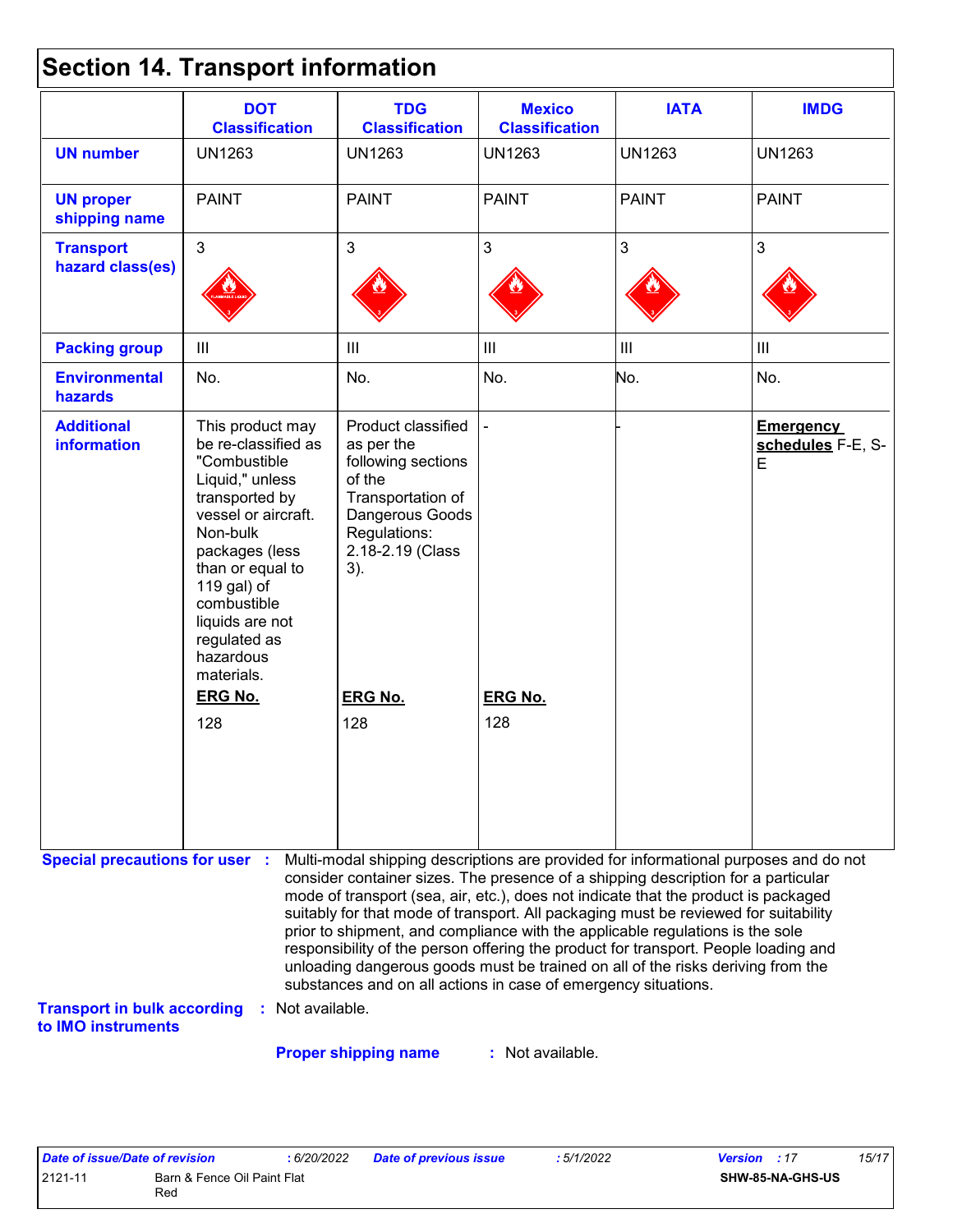# Section 14. Transport information

| | DOT Classification | TDG Classification | Mexico Classification | IATA | IMDG |
|---|---|---|---|---|---|
| **UN number** | UN1263 | UN1263 | UN1263 | UN1263 | UN1263 |
| **UN proper shipping name** | PAINT | PAINT | PAINT | PAINT | PAINT |
| **Transport hazard class(es)** | 3 | 3 | 3 | 3 | 3 |
| **Packing group** | III | III | III | III | III |
| **Environmental hazards** | No. | No. | No. | No. | No. |
| **Additional information** | This product may be re-classified as "Combustible Liquid," unless transported by vessel or aircraft. Non-bulk packages (less than or equal to 119 gal) of combustible liquids are not regulated as hazardous materials.<br>**ERG No.**<br>128 | Product classified as per the following sections of the Transportation of Dangerous Goods Regulations: 2.18-2.19 (Class 3).<br>**ERG No.**<br>128 | -<br>**ERG No.**<br>128 | - | **Emergency schedules** F-E, S-E |

**Special precautions for user** : Multi-modal shipping descriptions are provided for informational purposes and do not consider container sizes. The presence of a shipping description for a particular mode of transport (sea, air, etc.), does not indicate that the product is packaged suitably for that mode of transport. All packaging must be reviewed for suitability prior to shipment, and compliance with the applicable regulations is the sole responsibility of the person offering the product for transport. People loading and unloading dangerous goods must be trained on all of the risks deriving from the substances and on all actions in case of emergency situations.

**Transport in bulk according to IMO instruments** : Not available.

**Proper shipping name** : Not available.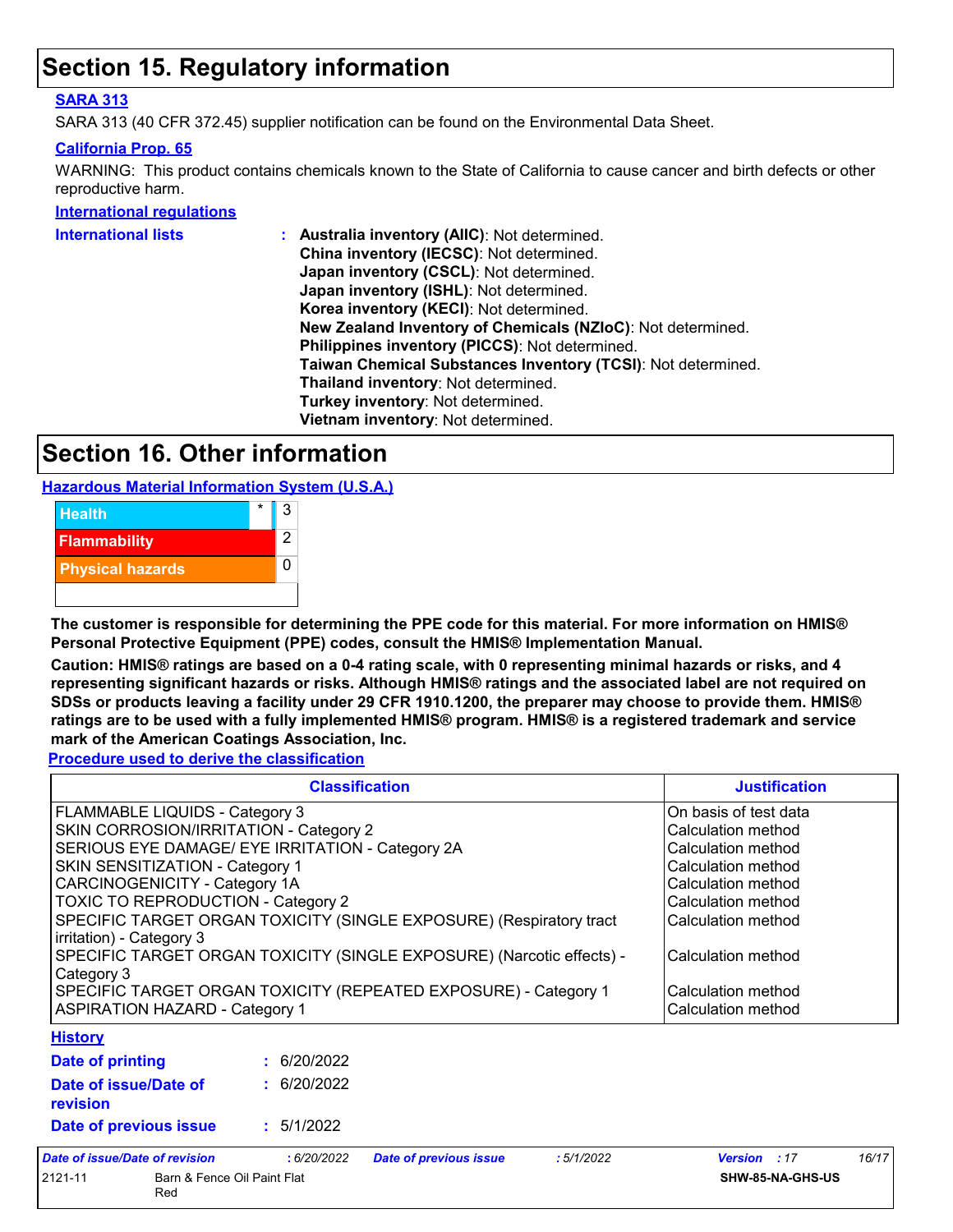# Section 15. Regulatory information

**SARA 313**

SARA 313 (40 CFR 372.45) supplier notification can be found on the Environmental Data Sheet.

**California Prop. 65**

WARNING: This product contains chemicals known to the State of California to cause cancer and birth defects or other reproductive harm.

**International regulations**

**International lists** :
- **Australia inventory (AIIC)**: Not determined.
- **China inventory (IECSC)**: Not determined.
- **Japan inventory (CSCL)**: Not determined.
- **Japan inventory (ISHL)**: Not determined.
- **Korea inventory (KECI)**: Not determined.
- **New Zealand Inventory of Chemicals (NZIoC)**: Not determined.
- **Philippines inventory (PICCS)**: Not determined.
- **Taiwan Chemical Substances Inventory (TCSI)**: Not determined.
- **Thailand inventory**: Not determined.
- **Turkey inventory**: Not determined.
- **Vietnam inventory**: Not determined.

# Section 16. Other information

**Hazardous Material Information System (U.S.A.)**

| | | |
|---|---|---|
| Health | * | 3 |
| Flammability | | 2 |
| Physical hazards | | 0 |
| | | |

**The customer is responsible for determining the PPE code for this material. For more information on HMIS® Personal Protective Equipment (PPE) codes, consult the HMIS® Implementation Manual.**

**Caution: HMIS® ratings are based on a 0-4 rating scale, with 0 representing minimal hazards or risks, and 4 representing significant hazards or risks. Although HMIS® ratings and the associated label are not required on SDSs or products leaving a facility under 29 CFR 1910.1200, the preparer may choose to provide them. HMIS® ratings are to be used with a fully implemented HMIS® program. HMIS® is a registered trademark and service mark of the American Coatings Association, Inc.**

**Procedure used to derive the classification**

| Classification | Justification |
|---|---|
| FLAMMABLE LIQUIDS - Category 3 | On basis of test data |
| SKIN CORROSION/IRRITATION - Category 2 | Calculation method |
| SERIOUS EYE DAMAGE/ EYE IRRITATION - Category 2A | Calculation method |
| SKIN SENSITIZATION - Category 1 | Calculation method |
| CARCINOGENICITY - Category 1A | Calculation method |
| TOXIC TO REPRODUCTION - Category 2 | Calculation method |
| SPECIFIC TARGET ORGAN TOXICITY (SINGLE EXPOSURE) (Respiratory tract irritation) - Category 3 | Calculation method |
| SPECIFIC TARGET ORGAN TOXICITY (SINGLE EXPOSURE) (Narcotic effects) - Category 3 | Calculation method |
| SPECIFIC TARGET ORGAN TOXICITY (REPEATED EXPOSURE) - Category 1 | Calculation method |
| ASPIRATION HAZARD - Category 1 | Calculation method |

**History**

**Date of printing** : 6/20/2022

**Date of issue/Date of revision** : 6/20/2022

**Date of previous issue** : 5/1/2022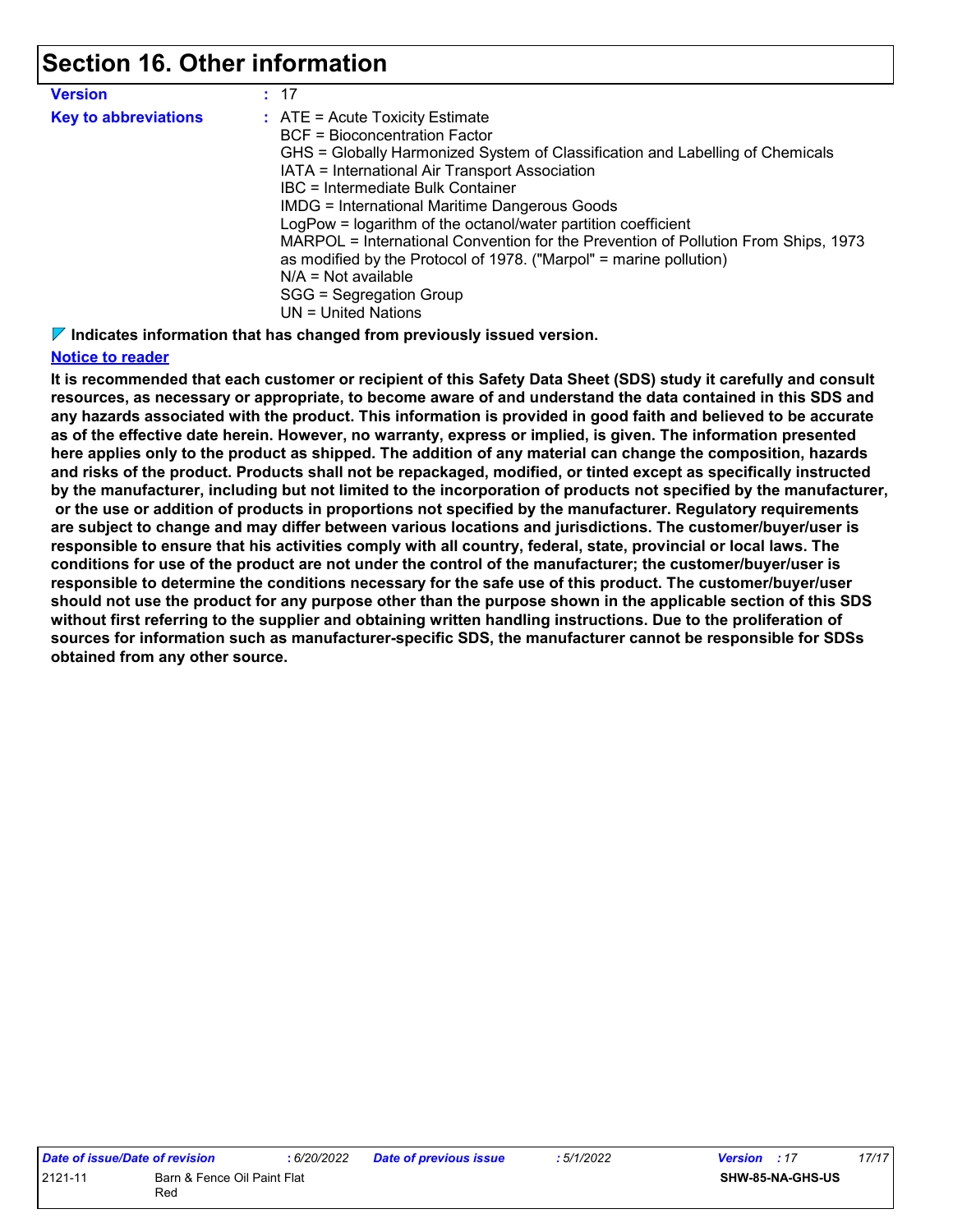# Section 16. Other information

**Version** : 17

**Key to abbreviations** : ATE = Acute Toxicity Estimate
BCF = Bioconcentration Factor
GHS = Globally Harmonized System of Classification and Labelling of Chemicals
IATA = International Air Transport Association
IBC = Intermediate Bulk Container
IMDG = International Maritime Dangerous Goods
LogPow = logarithm of the octanol/water partition coefficient
MARPOL = International Convention for the Prevention of Pollution From Ships, 1973 as modified by the Protocol of 1978. ("Marpol" = marine pollution)
N/A = Not available
SGG = Segregation Group
UN = United Nations

**Indicates information that has changed from previously issued version.**

**Notice to reader**

**It is recommended that each customer or recipient of this Safety Data Sheet (SDS) study it carefully and consult resources, as necessary or appropriate, to become aware of and understand the data contained in this SDS and any hazards associated with the product. This information is provided in good faith and believed to be accurate as of the effective date herein. However, no warranty, express or implied, is given. The information presented here applies only to the product as shipped. The addition of any material can change the composition, hazards and risks of the product. Products shall not be repackaged, modified, or tinted except as specifically instructed by the manufacturer, including but not limited to the incorporation of products not specified by the manufacturer, or the use or addition of products in proportions not specified by the manufacturer. Regulatory requirements are subject to change and may differ between various locations and jurisdictions. The customer/buyer/user is responsible to ensure that his activities comply with all country, federal, state, provincial or local laws. The conditions for use of the product are not under the control of the manufacturer; the customer/buyer/user is responsible to determine the conditions necessary for the safe use of this product. The customer/buyer/user should not use the product for any purpose other than the purpose shown in the applicable section of this SDS without first referring to the supplier and obtaining written handling instructions. Due to the proliferation of sources for information such as manufacturer-specific SDS, the manufacturer cannot be responsible for SDSs obtained from any other source.**